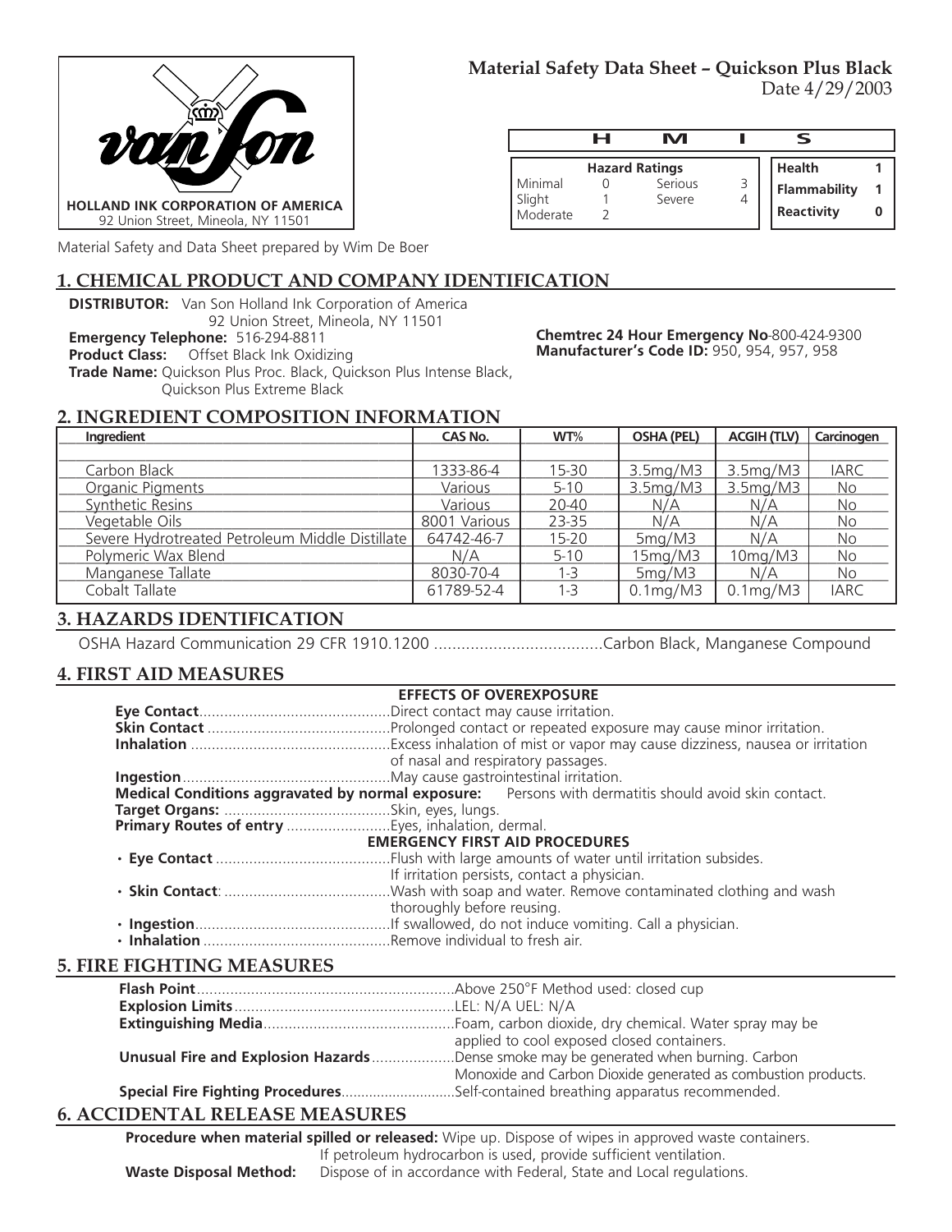**HOLLAND INK CORPORATION OF AMERICA**
92 Union Street, Mineola, NY 11501

# Material Safety Data Sheet – Quickson Plus Black

Date 4/29/2003

| H M I S | | | |
|---|---|---|---|
| **Hazard Ratings** | | | |
| Minimal 0 | Serious 3 | **Health** | **1** |
| Slight 1 | Severe 4 | **Flammability** | **1** |
| Moderate 2 | | **Reactivity** | **0** |

Material Safety and Data Sheet prepared by Wim De Boer

## 1. CHEMICAL PRODUCT AND COMPANY IDENTIFICATION

**DISTRIBUTOR:** Van Son Holland Ink Corporation of America
92 Union Street, Mineola, NY 11501

**Emergency Telephone:** 516-294-8811

**Product Class:** Offset Black Ink Oxidizing

**Trade Name:** Quickson Plus Proc. Black, Quickson Plus Intense Black, Quickson Plus Extreme Black

**Chemtrec 24 Hour Emergency No**-800-424-9300

**Manufacturer's Code ID:** 950, 954, 957, 958

## 2. INGREDIENT COMPOSITION INFORMATION

| Ingredient | CAS No. | WT% | OSHA (PEL) | ACGIH (TLV) | Carcinogen |
|---|---|---|---|---|---|
| Carbon Black | 1333-86-4 | 15-30 | 3.5mg/M3 | 3.5mg/M3 | IARC |
| Organic Pigments | Various | 5-10 | 3.5mg/M3 | 3.5mg/M3 | No |
| Synthetic Resins | Various | 20-40 | N/A | N/A | No |
| Vegetable Oils | 8001 Various | 23-35 | N/A | N/A | No |
| Severe Hydrotreated Petroleum Middle Distillate | 64742-46-7 | 15-20 | 5mg/M3 | N/A | No |
| Polymeric Wax Blend | N/A | 5-10 | 15mg/M3 | 10mg/M3 | No |
| Manganese Tallate | 8030-70-4 | 1-3 | 5mg/M3 | N/A | No |
| Cobalt Tallate | 61789-52-4 | 1-3 | 0.1mg/M3 | 0.1mg/M3 | IARC |

## 3. HAZARDS IDENTIFICATION

OSHA Hazard Communication 29 CFR 1910.1200 ......................................Carbon Black, Manganese Compound

## 4. FIRST AID MEASURES

**EFFECTS OF OVEREXPOSURE**

**Eye Contact**..............................................Direct contact may cause irritation.

**Skin Contact** ............................................Prolonged contact or repeated exposure may cause minor irritation.

**Inhalation** ................................................Excess inhalation of mist or vapor may cause dizziness, nausea or irritation of nasal and respiratory passages.

**Ingestion**..................................................May cause gastrointestinal irritation.

**Medical Conditions aggravated by normal exposure:** Persons with dermatitis should avoid skin contact.

**Target Organs:** .........................................Skin, eyes, lungs.

**Primary Routes of entry** .........................Eyes, inhalation, dermal.

**EMERGENCY FIRST AID PROCEDURES**

- **Eye Contact** ..........................................Flush with large amounts of water until irritation subsides. If irritation persists, contact a physician.
- **Skin Contact**: ........................................Wash with soap and water. Remove contaminated clothing and wash thoroughly before reusing.
- **Ingestion**...............................................If swallowed, do not induce vomiting. Call a physician.
- **Inhalation** .............................................Remove individual to fresh air.

## 5. FIRE FIGHTING MEASURES

**Flash Point**..............................................................Above 250°F Method used: closed cup

**Explosion Limits**.....................................................LEL: N/A UEL: N/A

**Extinguishing Media**..............................................Foam, carbon dioxide, dry chemical. Water spray may be applied to cool exposed closed containers.

**Unusual Fire and Explosion Hazards**....................Dense smoke may be generated when burning. Carbon Monoxide and Carbon Dioxide generated as combustion products.

**Special Fire Fighting Procedures**............................Self-contained breathing apparatus recommended.

## 6. ACCIDENTAL RELEASE MEASURES

**Procedure when material spilled or released:** Wipe up. Dispose of wipes in approved waste containers. If petroleum hydrocarbon is used, provide sufficient ventilation.

**Waste Disposal Method:** Dispose of in accordance with Federal, State and Local regulations.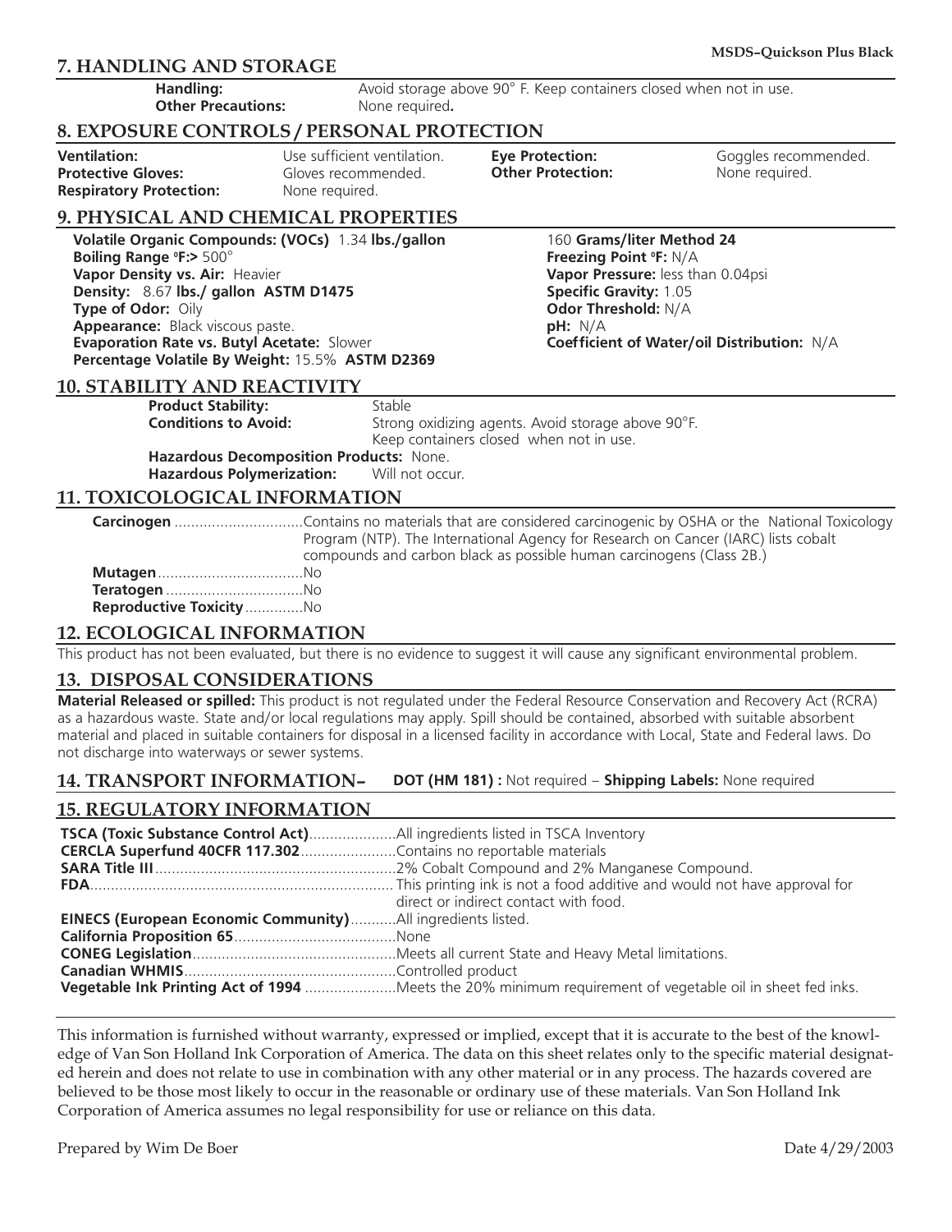## 7. HANDLING AND STORAGE

**Handling:** Avoid storage above 90° F. Keep containers closed when not in use.
**Other Precautions:** None required**.**

## 8. EXPOSURE CONTROLS / PERSONAL PROTECTION

| | | | |
|---|---|---|---|
| **Ventilation:** | Use sufficient ventilation. | **Eye Protection:** | Goggles recommended. |
| **Protective Gloves:** | Gloves recommended. | **Other Protection:** | None required. |
| **Respiratory Protection:** | None required. | | |

## 9. PHYSICAL AND CHEMICAL PROPERTIES

**Volatile Organic Compounds: (VOCs)** 1.34 **lbs./gallon** 160 **Grams/liter Method 24**
**Boiling Range ºF:>** 500°
**Freezing Point ºF:** N/A
**Vapor Density vs. Air:** Heavier
**Vapor Pressure:** less than 0.04psi
**Density:** 8.67 **lbs./ gallon ASTM D1475**
**Specific Gravity:** 1.05
**Type of Odor:** Oily
**Odor Threshold:** N/A
**Appearance:** Black viscous paste.
**pH:** N/A
**Evaporation Rate vs. Butyl Acetate:** Slower
**Coefficient of Water/oil Distribution:** N/A
**Percentage Volatile By Weight:** 15.5% **ASTM D2369**

## 10. STABILITY AND REACTIVITY

**Product Stability:** Stable
**Conditions to Avoid:** Strong oxidizing agents. Avoid storage above 90°F. Keep containers closed when not in use.
**Hazardous Decomposition Products:** None.
**Hazardous Polymerization:** Will not occur.

## 11. TOXICOLOGICAL INFORMATION

**Carcinogen** ...............................Contains no materials that are considered carcinogenic by OSHA or the National Toxicology Program (NTP). The International Agency for Research on Cancer (IARC) lists cobalt compounds and carbon black as possible human carcinogens (Class 2B.)
**Mutagen**...................................No
**Teratogen** .................................No
**Reproductive Toxicity**..............No

## 12. ECOLOGICAL INFORMATION

This product has not been evaluated, but there is no evidence to suggest it will cause any significant environmental problem.

## 13. DISPOSAL CONSIDERATIONS

**Material Released or spilled:** This product is not regulated under the Federal Resource Conservation and Recovery Act (RCRA) as a hazardous waste. State and/or local regulations may apply. Spill should be contained, absorbed with suitable absorbent material and placed in suitable containers for disposal in a licensed facility in accordance with Local, State and Federal laws. Do not discharge into waterways or sewer systems.

## 14. TRANSPORT INFORMATION–

**DOT (HM 181) :** Not required – **Shipping Labels:** None required

## 15. REGULATORY INFORMATION

**TSCA (Toxic Substance Control Act)**.....................All ingredients listed in TSCA Inventory
**CERCLA Superfund 40CFR 117.302**.......................Contains no reportable materials
**SARA Title III**...........................................................2% Cobalt Compound and 2% Manganese Compound.
**FDA**.........................................................................This printing ink is not a food additive and would not have approval for direct or indirect contact with food.
**EINECS (European Economic Community)**...........All ingredients listed.
**California Proposition 65**.......................................None
**CONEG Legislation**.................................................Meets all current State and Heavy Metal limitations.
**Canadian WHMIS**...................................................Controlled product
**Vegetable Ink Printing Act of 1994** ......................Meets the 20% minimum requirement of vegetable oil in sheet fed inks.

This information is furnished without warranty, expressed or implied, except that it is accurate to the best of the knowledge of Van Son Holland Ink Corporation of America. The data on this sheet relates only to the specific material designated herein and does not relate to use in combination with any other material or in any process. The hazards covered are believed to be those most likely to occur in the reasonable or ordinary use of these materials. Van Son Holland Ink Corporation of America assumes no legal responsibility for use or reliance on this data.

Prepared by Wim De Boer

Date 4/29/2003